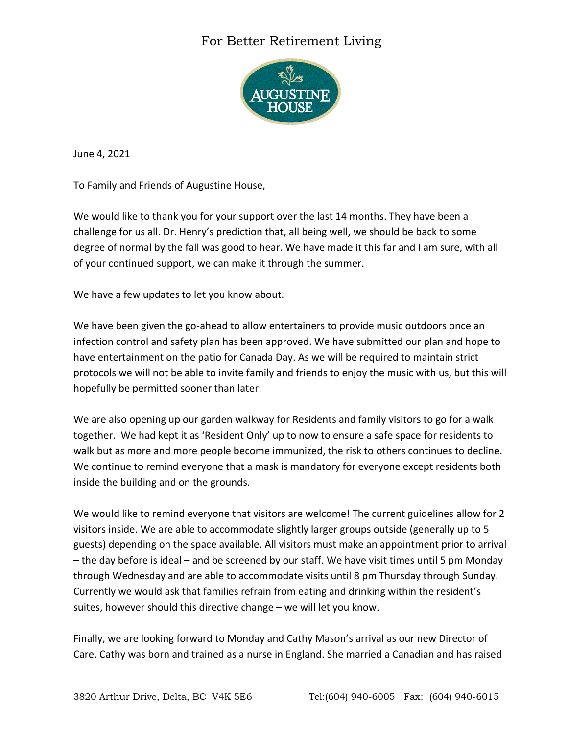For Better Retirement Living

AUGUSTINE HOUSE

June 4, 2021

To Family and Friends of Augustine House,

We would like to thank you for your support over the last 14 months. They have been a challenge for us all. Dr. Henry's prediction that, all being well, we should be back to some degree of normal by the fall was good to hear. We have made it this far and I am sure, with all of your continued support, we can make it through the summer.

We have a few updates to let you know about.

We have been given the go-ahead to allow entertainers to provide music outdoors once an infection control and safety plan has been approved. We have submitted our plan and hope to have entertainment on the patio for Canada Day. As we will be required to maintain strict protocols we will not be able to invite family and friends to enjoy the music with us, but this will hopefully be permitted sooner than later.

We are also opening up our garden walkway for Residents and family visitors to go for a walk together. We had kept it as 'Resident Only' up to now to ensure a safe space for residents to walk but as more and more people become immunized, the risk to others continues to decline. We continue to remind everyone that a mask is mandatory for everyone except residents both inside the building and on the grounds.

We would like to remind everyone that visitors are welcome! The current guidelines allow for 2 visitors inside. We are able to accommodate slightly larger groups outside (generally up to 5 guests) depending on the space available. All visitors must make an appointment prior to arrival – the day before is ideal – and be screened by our staff. We have visit times until 5 pm Monday through Wednesday and are able to accommodate visits until 8 pm Thursday through Sunday. Currently we would ask that families refrain from eating and drinking within the resident's suites, however should this directive change – we will let you know.

Finally, we are looking forward to Monday and Cathy Mason's arrival as our new Director of Care. Cathy was born and trained as a nurse in England. She married a Canadian and has raised

3820 Arthur Drive, Delta, BC V4K 5E6 Tel:(604) 940-6005 Fax: (604) 940-6015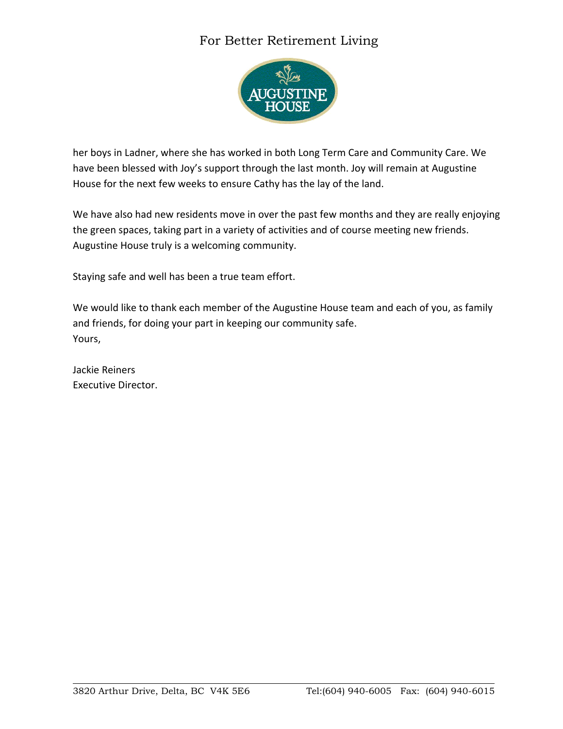her boys in Ladner, where she has worked in both Long Term Care and Community Care. We have been blessed with Joy's support through the last month. Joy will remain at Augustine House for the next few weeks to ensure Cathy has the lay of the land.

We have also had new residents move in over the past few months and they are really enjoying the green spaces, taking part in a variety of activities and of course meeting new friends. Augustine House truly is a welcoming community.

Staying safe and well has been a true team effort.

We would like to thank each member of the Augustine House team and each of you, as family and friends, for doing your part in keeping our community safe.
Yours,

Jackie Reiners
Executive Director.